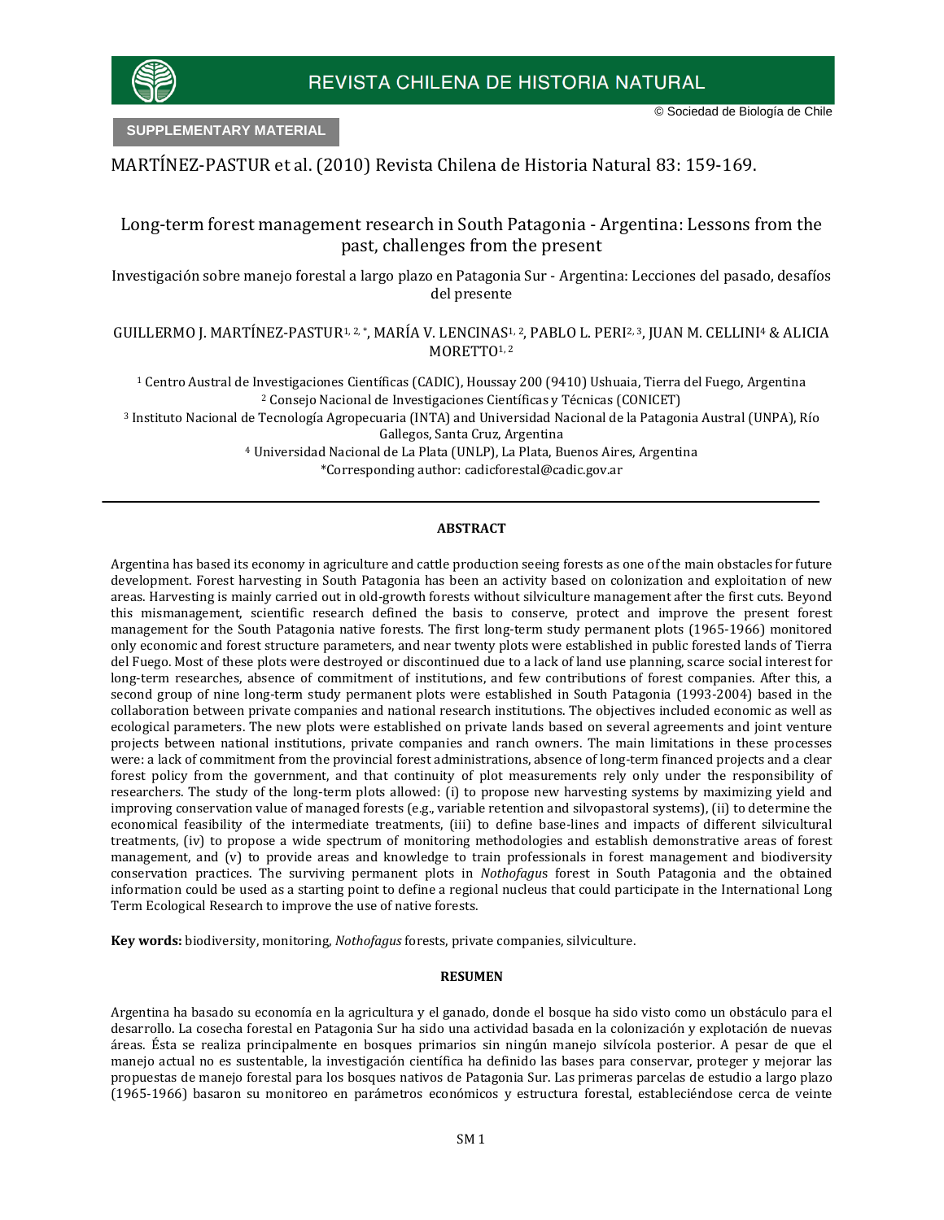REVISTA CHILENA DE HISTORIA NATURAL

© Sociedad de Biología de Chile

SUPPLEMENTARY MATERIAL

MARTÍNEZ-PASTUR et al. (2010) Revista Chilena de Historia Natural 83: 159-169.

# Long-term forest management research in South Patagonia - Argentina: Lessons from the past, challenges from the present

Investigación sobre manejo forestal a largo plazo en Patagonia Sur - Argentina: Lecciones del pasado, desafíos del presente

GUILLERMO J. MARTÍNEZ-PASTUR[1, 2, *], MARÍA V. LENCINAS[1, 2], PABLO L. PERI[2, 3], JUAN M. CELLINI[4] & ALICIA MORETTO[1, 2]

[1] Centro Austral de Investigaciones Científicas (CADIC), Houssay 200 (9410) Ushuaia, Tierra del Fuego, Argentina
[2] Consejo Nacional de Investigaciones Científicas y Técnicas (CONICET)
[3] Instituto Nacional de Tecnología Agropecuaria (INTA) and Universidad Nacional de la Patagonia Austral (UNPA), Río Gallegos, Santa Cruz, Argentina
[4] Universidad Nacional de La Plata (UNLP), La Plata, Buenos Aires, Argentina
*Corresponding author: cadicforestal@cadic.gov.ar

---

## ABSTRACT

Argentina has based its economy in agriculture and cattle production seeing forests as one of the main obstacles for future development. Forest harvesting in South Patagonia has been an activity based on colonization and exploitation of new areas. Harvesting is mainly carried out in old-growth forests without silviculture management after the first cuts. Beyond this mismanagement, scientific research defined the basis to conserve, protect and improve the present forest management for the South Patagonia native forests. The first long-term study permanent plots (1965-1966) monitored only economic and forest structure parameters, and near twenty plots were established in public forested lands of Tierra del Fuego. Most of these plots were destroyed or discontinued due to a lack of land use planning, scarce social interest for long-term researches, absence of commitment of institutions, and few contributions of forest companies. After this, a second group of nine long-term study permanent plots were established in South Patagonia (1993-2004) based in the collaboration between private companies and national research institutions. The objectives included economic as well as ecological parameters. The new plots were established on private lands based on several agreements and joint venture projects between national institutions, private companies and ranch owners. The main limitations in these processes were: a lack of commitment from the provincial forest administrations, absence of long-term financed projects and a clear forest policy from the government, and that continuity of plot measurements rely only under the responsibility of researchers. The study of the long-term plots allowed: (i) to propose new harvesting systems by maximizing yield and improving conservation value of managed forests (e.g., variable retention and silvopastoral systems), (ii) to determine the economical feasibility of the intermediate treatments, (iii) to define base-lines and impacts of different silvicultural treatments, (iv) to propose a wide spectrum of monitoring methodologies and establish demonstrative areas of forest management, and (v) to provide areas and knowledge to train professionals in forest management and biodiversity conservation practices. The surviving permanent plots in *Nothofagus* forest in South Patagonia and the obtained information could be used as a starting point to define a regional nucleus that could participate in the International Long Term Ecological Research to improve the use of native forests.

**Key words:** biodiversity, monitoring, *Nothofagus* forests, private companies, silviculture.

## RESUMEN

Argentina ha basado su economía en la agricultura y el ganado, donde el bosque ha sido visto como un obstáculo para el desarrollo. La cosecha forestal en Patagonia Sur ha sido una actividad basada en la colonización y explotación de nuevas áreas. Ésta se realiza principalmente en bosques primarios sin ningún manejo silvícola posterior. A pesar de que el manejo actual no es sustentable, la investigación científica ha definido las bases para conservar, proteger y mejorar las propuestas de manejo forestal para los bosques nativos de Patagonia Sur. Las primeras parcelas de estudio a largo plazo (1965-1966) basaron su monitoreo en parámetros económicos y estructura forestal, estableciéndose cerca de veinte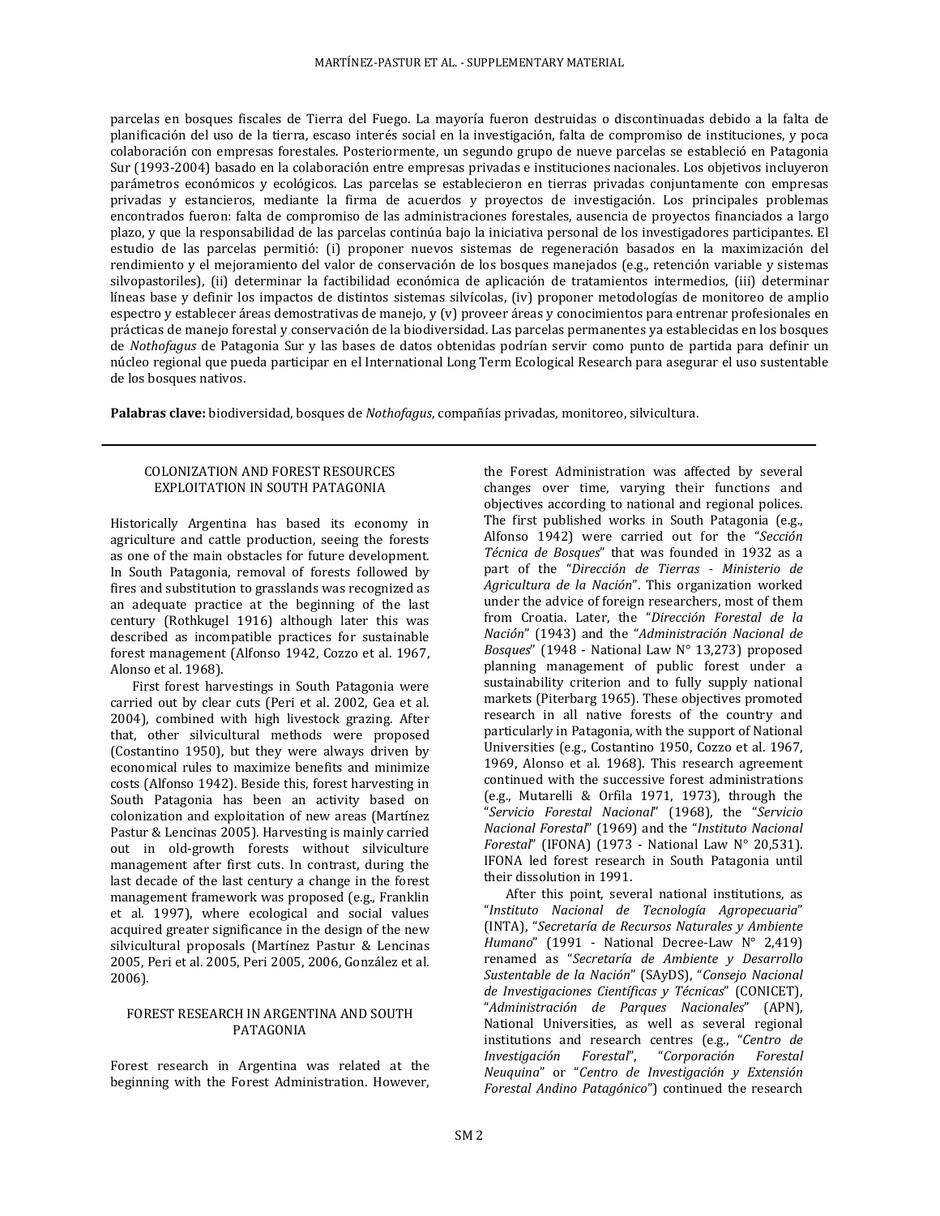parcelas en bosques fiscales de Tierra del Fuego. La mayoría fueron destruidas o discontinuadas debido a la falta de planificación del uso de la tierra, escaso interés social en la investigación, falta de compromiso de instituciones, y poca colaboración con empresas forestales. Posteriormente, un segundo grupo de nueve parcelas se estableció en Patagonia Sur (1993-2004) basado en la colaboración entre empresas privadas e instituciones nacionales. Los objetivos incluyeron parámetros económicos y ecológicos. Las parcelas se establecieron en tierras privadas conjuntamente con empresas privadas y estancieros, mediante la firma de acuerdos y proyectos de investigación. Los principales problemas encontrados fueron: falta de compromiso de las administraciones forestales, ausencia de proyectos financiados a largo plazo, y que la responsabilidad de las parcelas continúa bajo la iniciativa personal de los investigadores participantes. El estudio de las parcelas permitió: (i) proponer nuevos sistemas de regeneración basados en la maximización del rendimiento y el mejoramiento del valor de conservación de los bosques manejados (e.g., retención variable y sistemas silvopastoriles), (ii) determinar la factibilidad económica de aplicación de tratamientos intermedios, (iii) determinar líneas base y definir los impactos de distintos sistemas silvícolas, (iv) proponer metodologías de monitoreo de amplio espectro y establecer áreas demostrativas de manejo, y (v) proveer áreas y conocimientos para entrenar profesionales en prácticas de manejo forestal y conservación de la biodiversidad. Las parcelas permanentes ya establecidas en los bosques de *Nothofagus* de Patagonia Sur y las bases de datos obtenidas podrían servir como punto de partida para definir un núcleo regional que pueda participar en el International Long Term Ecological Research para asegurar el uso sustentable de los bosques nativos.

**Palabras clave:** biodiversidad, bosques de *Nothofagus*, compañías privadas, monitoreo, silvicultura.

## COLONIZATION AND FOREST RESOURCES EXPLOITATION IN SOUTH PATAGONIA

Historically Argentina has based its economy in agriculture and cattle production, seeing the forests as one of the main obstacles for future development. In South Patagonia, removal of forests followed by fires and substitution to grasslands was recognized as an adequate practice at the beginning of the last century (Rothkugel 1916) although later this was described as incompatible practices for sustainable forest management (Alfonso 1942, Cozzo et al. 1967, Alonso et al. 1968).

First forest harvestings in South Patagonia were carried out by clear cuts (Peri et al. 2002, Gea et al. 2004), combined with high livestock grazing. After that, other silvicultural methods were proposed (Costantino 1950), but they were always driven by economical rules to maximize benefits and minimize costs (Alfonso 1942). Beside this, forest harvesting in South Patagonia has been an activity based on colonization and exploitation of new areas (Martínez Pastur & Lencinas 2005). Harvesting is mainly carried out in old-growth forests without silviculture management after first cuts. In contrast, during the last decade of the last century a change in the forest management framework was proposed (e.g., Franklin et al. 1997), where ecological and social values acquired greater significance in the design of the new silvicultural proposals (Martínez Pastur & Lencinas 2005, Peri et al. 2005, Peri 2005, 2006, González et al. 2006).

## FOREST RESEARCH IN ARGENTINA AND SOUTH PATAGONIA

Forest research in Argentina was related at the beginning with the Forest Administration. However, the Forest Administration was affected by several changes over time, varying their functions and objectives according to national and regional polices. The first published works in South Patagonia (e.g., Alfonso 1942) were carried out for the "*Sección Técnica de Bosques*" that was founded in 1932 as a part of the "*Dirección de Tierras - Ministerio de Agricultura de la Nación*". This organization worked under the advice of foreign researchers, most of them from Croatia. Later, the "*Dirección Forestal de la Nación*" (1943) and the "*Administración Nacional de Bosques*" (1948 - National Law N° 13,273) proposed planning management of public forest under a sustainability criterion and to fully supply national markets (Piterbarg 1965). These objectives promoted research in all native forests of the country and particularly in Patagonia, with the support of National Universities (e.g., Costantino 1950, Cozzo et al. 1967, 1969, Alonso et al. 1968). This research agreement continued with the successive forest administrations (e.g., Mutarelli & Orfila 1971, 1973), through the "*Servicio Forestal Nacional*" (1968), the "*Servicio Nacional Forestal*" (1969) and the "*Instituto Nacional Forestal*" (IFONA) (1973 - National Law N° 20,531). IFONA led forest research in South Patagonia until their dissolution in 1991.

After this point, several national institutions, as "*Instituto Nacional de Tecnología Agropecuaria*" (INTA), "*Secretaría de Recursos Naturales y Ambiente Humano*" (1991 - National Decree-Law N° 2,419) renamed as "*Secretaría de Ambiente y Desarrollo Sustentable de la Nación*" (SAyDS), "*Consejo Nacional de Investigaciones Científicas y Técnicas*" (CONICET), "*Administración de Parques Nacionales*" (APN), National Universities, as well as several regional institutions and research centres (e.g., "*Centro de Investigación Forestal*", "*Corporación Forestal Neuquina*" or "*Centro de Investigación y Extensión Forestal Andino Patagónico*") continued the research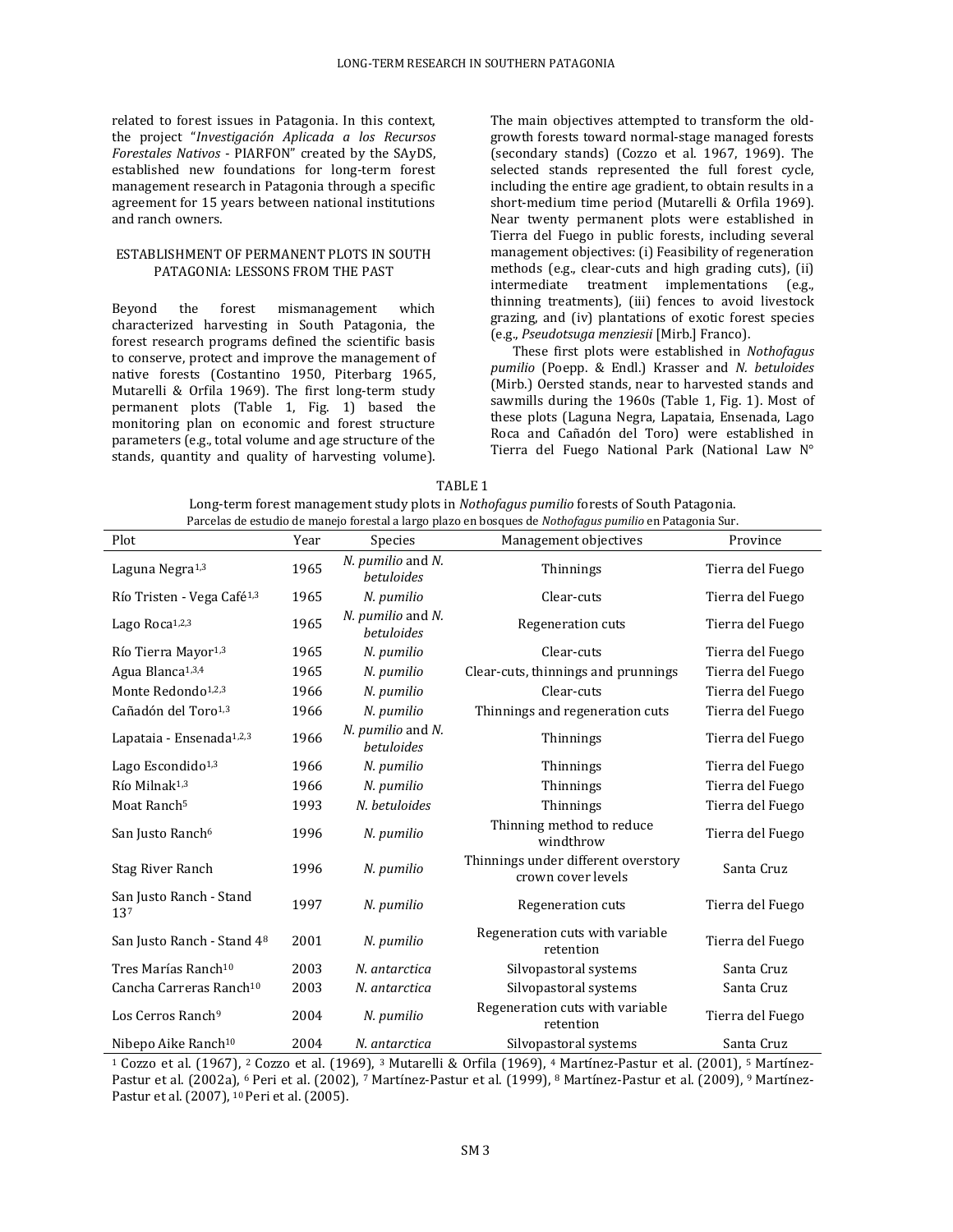related to forest issues in Patagonia. In this context, the project "*Investigación Aplicada a los Recursos Forestales Nativos* - PIARFON" created by the SAyDS, established new foundations for long-term forest management research in Patagonia through a specific agreement for 15 years between national institutions and ranch owners.

## ESTABLISHMENT OF PERMANENT PLOTS IN SOUTH PATAGONIA: LESSONS FROM THE PAST

Beyond the forest mismanagement which characterized harvesting in South Patagonia, the forest research programs defined the scientific basis to conserve, protect and improve the management of native forests (Costantino 1950, Piterbarg 1965, Mutarelli & Orfila 1969). The first long-term study permanent plots (Table 1, Fig. 1) based the monitoring plan on economic and forest structure parameters (e.g., total volume and age structure of the stands, quantity and quality of harvesting volume). The main objectives attempted to transform the old-growth forests toward normal-stage managed forests (secondary stands) (Cozzo et al. 1967, 1969). The selected stands represented the full forest cycle, including the entire age gradient, to obtain results in a short-medium time period (Mutarelli & Orfila 1969). Near twenty permanent plots were established in Tierra del Fuego in public forests, including several management objectives: (i) Feasibility of regeneration methods (e.g., clear-cuts and high grading cuts), (ii) intermediate treatment implementations (e.g., thinning treatments), (iii) fences to avoid livestock grazing, and (iv) plantations of exotic forest species (e.g., *Pseudotsuga menziesii* [Mirb.] Franco).

These first plots were established in *Nothofagus pumilio* (Poepp. & Endl.) Krasser and *N. betuloides* (Mirb.) Oersted stands, near to harvested stands and sawmills during the 1960s (Table 1, Fig. 1). Most of these plots (Laguna Negra, Lapataia, Ensenada, Lago Roca and Cañadón del Toro) were established in Tierra del Fuego National Park (National Law N°

TABLE 1

Long-term forest management study plots in *Nothofagus pumilio* forests of South Patagonia.

Parcelas de estudio de manejo forestal a largo plazo en bosques de *Nothofagus pumilio* en Patagonia Sur.

| Plot | Year | Species | Management objectives | Province |
|---|---|---|---|---|
| Laguna Negra[1,3] | 1965 | *N. pumilio* and *N. betuloides* | Thinnings | Tierra del Fuego |
| Río Tristen - Vega Café[1,3] | 1965 | *N. pumilio* | Clear-cuts | Tierra del Fuego |
| Lago Roca[1,2,3] | 1965 | *N. pumilio* and *N. betuloides* | Regeneration cuts | Tierra del Fuego |
| Río Tierra Mayor[1,3] | 1965 | *N. pumilio* | Clear-cuts | Tierra del Fuego |
| Agua Blanca[1,3,4] | 1965 | *N. pumilio* | Clear-cuts, thinnings and prunnings | Tierra del Fuego |
| Monte Redondo[1,2,3] | 1966 | *N. pumilio* | Clear-cuts | Tierra del Fuego |
| Cañadón del Toro[1,3] | 1966 | *N. pumilio* | Thinnings and regeneration cuts | Tierra del Fuego |
| Lapataia - Ensenada[1,2,3] | 1966 | *N. pumilio* and *N. betuloides* | Thinnings | Tierra del Fuego |
| Lago Escondido[1,3] | 1966 | *N. pumilio* | Thinnings | Tierra del Fuego |
| Río Milnak[1,3] | 1966 | *N. pumilio* | Thinnings | Tierra del Fuego |
| Moat Ranch[5] | 1993 | *N. betuloides* | Thinnings | Tierra del Fuego |
| San Justo Ranch[6] | 1996 | *N. pumilio* | Thinning method to reduce windthrow | Tierra del Fuego |
| Stag River Ranch | 1996 | *N. pumilio* | Thinnings under different overstory crown cover levels | Santa Cruz |
| San Justo Ranch - Stand 13[7] | 1997 | *N. pumilio* | Regeneration cuts | Tierra del Fuego |
| San Justo Ranch - Stand 4[8] | 2001 | *N. pumilio* | Regeneration cuts with variable retention | Tierra del Fuego |
| Tres Marías Ranch[10] | 2003 | *N. antarctica* | Silvopastoral systems | Santa Cruz |
| Cancha Carreras Ranch[10] | 2003 | *N. antarctica* | Silvopastoral systems | Santa Cruz |
| Los Cerros Ranch[9] | 2004 | *N. pumilio* | Regeneration cuts with variable retention | Tierra del Fuego |
| Nibepo Aike Ranch[10] | 2004 | *N. antarctica* | Silvopastoral systems | Santa Cruz |

[1] Cozzo et al. (1967), [2] Cozzo et al. (1969), [3] Mutarelli & Orfila (1969), [4] Martínez-Pastur et al. (2001), [5] Martínez-Pastur et al. (2002a), [6] Peri et al. (2002), [7] Martínez-Pastur et al. (1999), [8] Martínez-Pastur et al. (2009), [9] Martínez-Pastur et al. (2007), [10] Peri et al. (2005).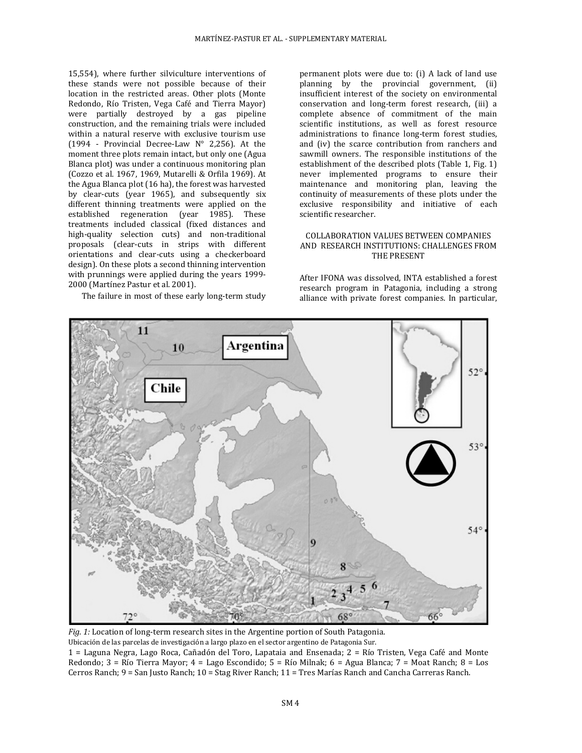15,554), where further silviculture interventions of these stands were not possible because of their location in the restricted areas. Other plots (Monte Redondo, Río Tristen, Vega Café and Tierra Mayor) were partially destroyed by a gas pipeline construction, and the remaining trials were included within a natural reserve with exclusive tourism use (1994 - Provincial Decree-Law N° 2,256). At the moment three plots remain intact, but only one (Agua Blanca plot) was under a continuous monitoring plan (Cozzo et al. 1967, 1969, Mutarelli & Orfila 1969). At the Agua Blanca plot (16 ha), the forest was harvested by clear-cuts (year 1965), and subsequently six different thinning treatments were applied on the established regeneration (year 1985). These treatments included classical (fixed distances and high-quality selection cuts) and non-traditional proposals (clear-cuts in strips with different orientations and clear-cuts using a checkerboard design). On these plots a second thinning intervention with prunnings were applied during the years 1999-2000 (Martínez Pastur et al. 2001).

The failure in most of these early long-term study permanent plots were due to: (i) A lack of land use planning by the provincial government, (ii) insufficient interest of the society on environmental conservation and long-term forest research, (iii) a complete absence of commitment of the main scientific institutions, as well as forest resource administrations to finance long-term forest studies, and (iv) the scarce contribution from ranchers and sawmill owners. The responsible institutions of the establishment of the described plots (Table 1, Fig. 1) never implemented programs to ensure their maintenance and monitoring plan, leaving the continuity of measurements of these plots under the exclusive responsibility and initiative of each scientific researcher.

## COLLABORATION VALUES BETWEEN COMPANIES AND RESEARCH INSTITUTIONS: CHALLENGES FROM THE PRESENT

After IFONA was dissolved, INTA established a forest research program in Patagonia, including a strong alliance with private forest companies. In particular,

11
10
Argentina
Chile
52°
53°
54°
9
8
1
2 3 4 5 6
7
72°
70°
68°
66°

*Fig. 1:* Location of long-term research sites in the Argentine portion of South Patagonia.
Ubicación de las parcelas de investigación a largo plazo en el sector argentino de Patagonia Sur.
1 = Laguna Negra, Lago Roca, Cañadón del Toro, Lapataia and Ensenada; 2 = Río Tristen, Vega Café and Monte Redondo; 3 = Río Tierra Mayor; 4 = Lago Escondido; 5 = Río Milnak; 6 = Agua Blanca; 7 = Moat Ranch; 8 = Los Cerros Ranch; 9 = San Justo Ranch; 10 = Stag River Ranch; 11 = Tres Marías Ranch and Cancha Carreras Ranch.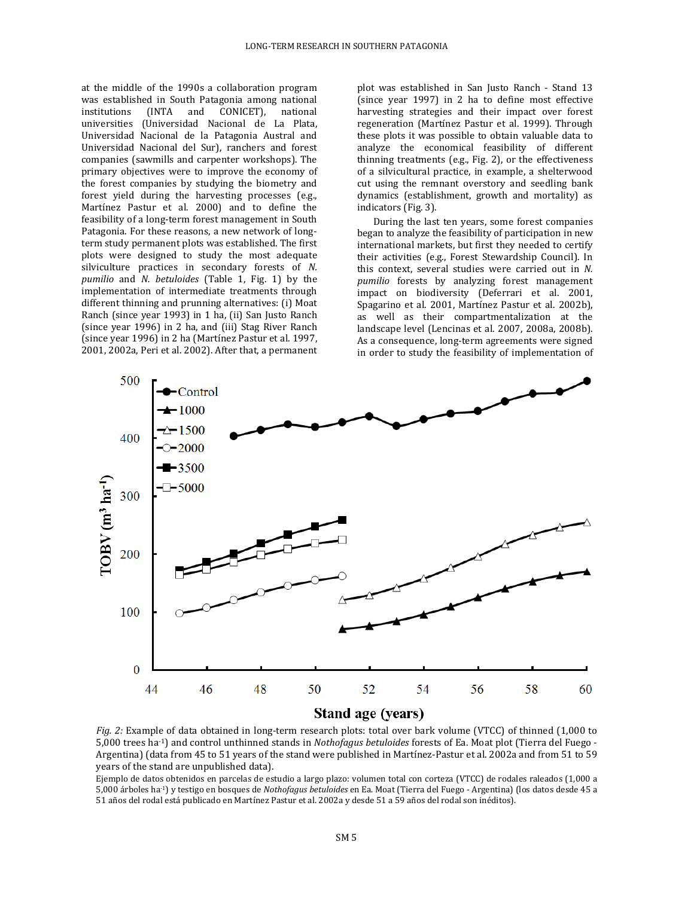at the middle of the 1990s a collaboration program was established in South Patagonia among national institutions (INTA and CONICET), national universities (Universidad Nacional de La Plata, Universidad Nacional de la Patagonia Austral and Universidad Nacional del Sur), ranchers and forest companies (sawmills and carpenter workshops). The primary objectives were to improve the economy of the forest companies by studying the biometry and forest yield during the harvesting processes (e.g., Martínez Pastur et al. 2000) and to define the feasibility of a long-term forest management in South Patagonia. For these reasons, a new network of long-term study permanent plots was established. The first plots were designed to study the most adequate silviculture practices in secondary forests of *N. pumilio* and *N. betuloides* (Table 1, Fig. 1) by the implementation of intermediate treatments through different thinning and prunning alternatives: (i) Moat Ranch (since year 1993) in 1 ha, (ii) San Justo Ranch (since year 1996) in 2 ha, and (iii) Stag River Ranch (since year 1996) in 2 ha (Martínez Pastur et al. 1997, 2001, 2002a, Peri et al. 2002). After that, a permanent plot was established in San Justo Ranch - Stand 13 (since year 1997) in 2 ha to define most effective harvesting strategies and their impact over forest regeneration (Martínez Pastur et al. 1999). Through these plots it was possible to obtain valuable data to analyze the economical feasibility of different thinning treatments (e.g., Fig. 2), or the effectiveness of a silvicultural practice, in example, a shelterwood cut using the remnant overstory and seedling bank dynamics (establishment, growth and mortality) as indicators (Fig. 3).

During the last ten years, some forest companies began to analyze the feasibility of participation in new international markets, but first they needed to certify their activities (e.g., Forest Stewardship Council). In this context, several studies were carried out in *N. pumilio* forests by analyzing forest management impact on biodiversity (Deferrari et al. 2001, Spagarino et al. 2001, Martínez Pastur et al. 2002b), as well as their compartmentalization at the landscape level (Lencinas et al. 2007, 2008a, 2008b). As a consequence, long-term agreements were signed in order to study the feasibility of implementation of

*Fig. 2:* Example of data obtained in long-term research plots: total over bark volume (VTCC) of thinned (1,000 to 5,000 trees ha$^{-1}$) and control unthinned stands in *Nothofagus betuloides* forests of Ea. Moat plot (Tierra del Fuego - Argentina) (data from 45 to 51 years of the stand were published in Martínez-Pastur et al. 2002a and from 51 to 59 years of the stand are unpublished data).

Ejemplo de datos obtenidos en parcelas de estudio a largo plazo: volumen total con corteza (VTCC) de rodales raleados (1,000 a 5,000 árboles ha$^{-1}$) y testigo en bosques de *Nothofagus betuloides* en Ea. Moat (Tierra del Fuego - Argentina) (los datos desde 45 a 51 años del rodal está publicado en Martínez Pastur et al. 2002a y desde 51 a 59 años del rodal son inéditos).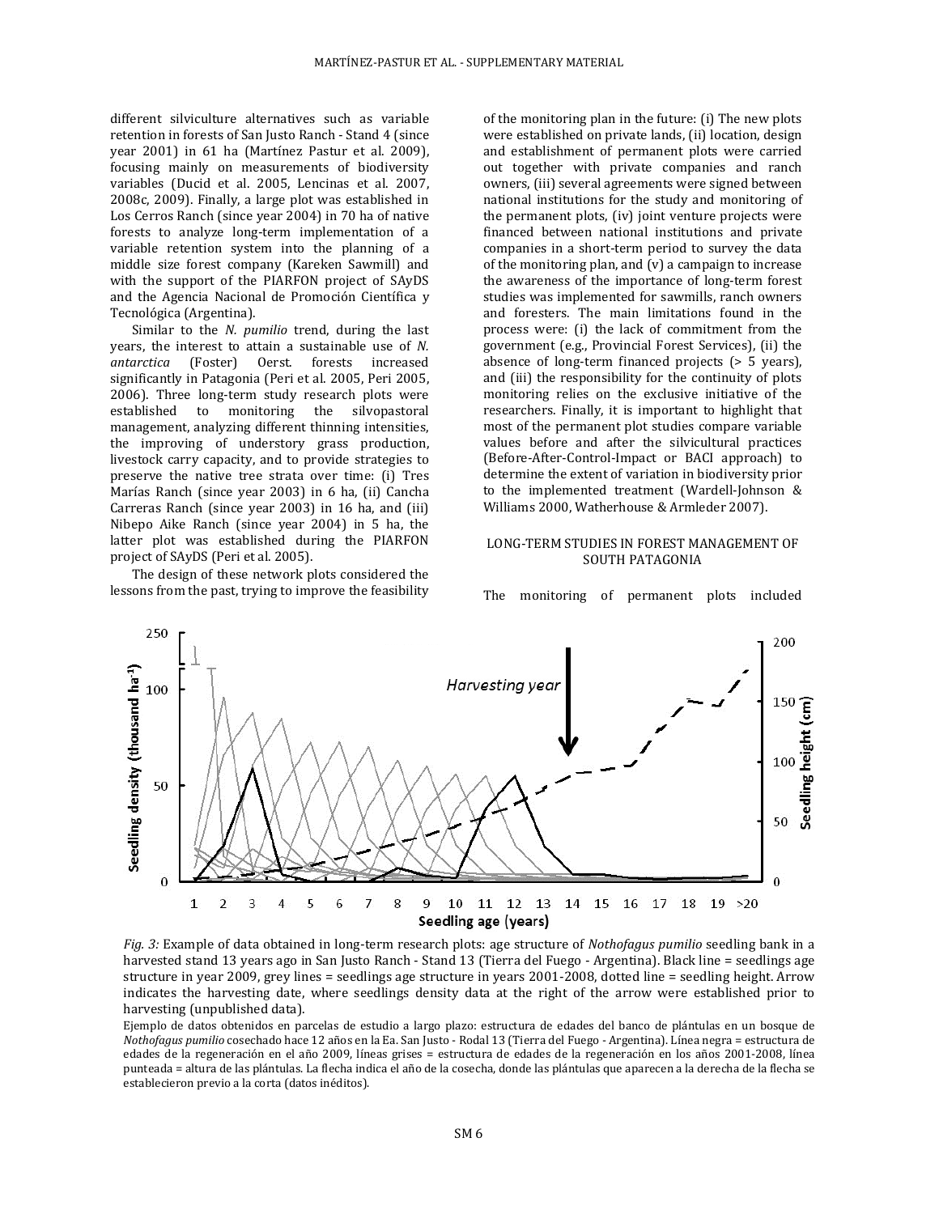different silviculture alternatives such as variable retention in forests of San Justo Ranch - Stand 4 (since year 2001) in 61 ha (Martínez Pastur et al. 2009), focusing mainly on measurements of biodiversity variables (Ducid et al. 2005, Lencinas et al. 2007, 2008c, 2009). Finally, a large plot was established in Los Cerros Ranch (since year 2004) in 70 ha of native forests to analyze long-term implementation of a variable retention system into the planning of a middle size forest company (Kareken Sawmill) and with the support of the PIARFON project of SAyDS and the Agencia Nacional de Promoción Científica y Tecnológica (Argentina).

Similar to the *N. pumilio* trend, during the last years, the interest to attain a sustainable use of *N. antarctica* (Foster) Oerst. forests increased significantly in Patagonia (Peri et al. 2005, Peri 2005, 2006). Three long-term study research plots were established to monitoring the silvopastoral management, analyzing different thinning intensities, the improving of understory grass production, livestock carry capacity, and to provide strategies to preserve the native tree strata over time: (i) Tres Marías Ranch (since year 2003) in 6 ha, (ii) Cancha Carreras Ranch (since year 2003) in 16 ha, and (iii) Nibepo Aike Ranch (since year 2004) in 5 ha, the latter plot was established during the PIARFON project of SAyDS (Peri et al. 2005).

The design of these network plots considered the lessons from the past, trying to improve the feasibility of the monitoring plan in the future: (i) The new plots were established on private lands, (ii) location, design and establishment of permanent plots were carried out together with private companies and ranch owners, (iii) several agreements were signed between national institutions for the study and monitoring of the permanent plots, (iv) joint venture projects were financed between national institutions and private companies in a short-term period to survey the data of the monitoring plan, and (v) a campaign to increase the awareness of the importance of long-term forest studies was implemented for sawmills, ranch owners and foresters. The main limitations found in the process were: (i) the lack of commitment from the government (e.g., Provincial Forest Services), (ii) the absence of long-term financed projects (> 5 years), and (iii) the responsibility for the continuity of plots monitoring relies on the exclusive initiative of the researchers. Finally, it is important to highlight that most of the permanent plot studies compare variable values before and after the silvicultural practices (Before-After-Control-Impact or BACI approach) to determine the extent of variation in biodiversity prior to the implemented treatment (Wardell-Johnson & Williams 2000, Watherhouse & Armleder 2007).

## LONG-TERM STUDIES IN FOREST MANAGEMENT OF SOUTH PATAGONIA

The monitoring of permanent plots included

Seedling density (thousand ha$^{-1}$)
250
100
50
0
Seedling height (cm)
200
150
100
50
0
Harvesting year
1 2 3 4 5 6 7 8 9 10 11 12 13 14 15 16 17 18 19 >20
Seedling age (years)

*Fig. 3:* Example of data obtained in long-term research plots: age structure of *Nothofagus pumilio* seedling bank in a harvested stand 13 years ago in San Justo Ranch - Stand 13 (Tierra del Fuego - Argentina). Black line = seedlings age structure in year 2009, grey lines = seedlings age structure in years 2001-2008, dotted line = seedling height. Arrow indicates the harvesting date, where seedlings density data at the right of the arrow were established prior to harvesting (unpublished data).

Ejemplo de datos obtenidos en parcelas de estudio a largo plazo: estructura de edades del banco de plántulas en un bosque de *Nothofagus pumilio* cosechado hace 12 años en la Ea. San Justo - Rodal 13 (Tierra del Fuego - Argentina). Línea negra = estructura de edades de la regeneración en el año 2009, líneas grises = estructura de edades de la regeneración en los años 2001-2008, línea punteada = altura de las plántulas. La flecha indica el año de la cosecha, donde las plántulas que aparecen a la derecha de la flecha se establecieron previo a la corta (datos inéditos).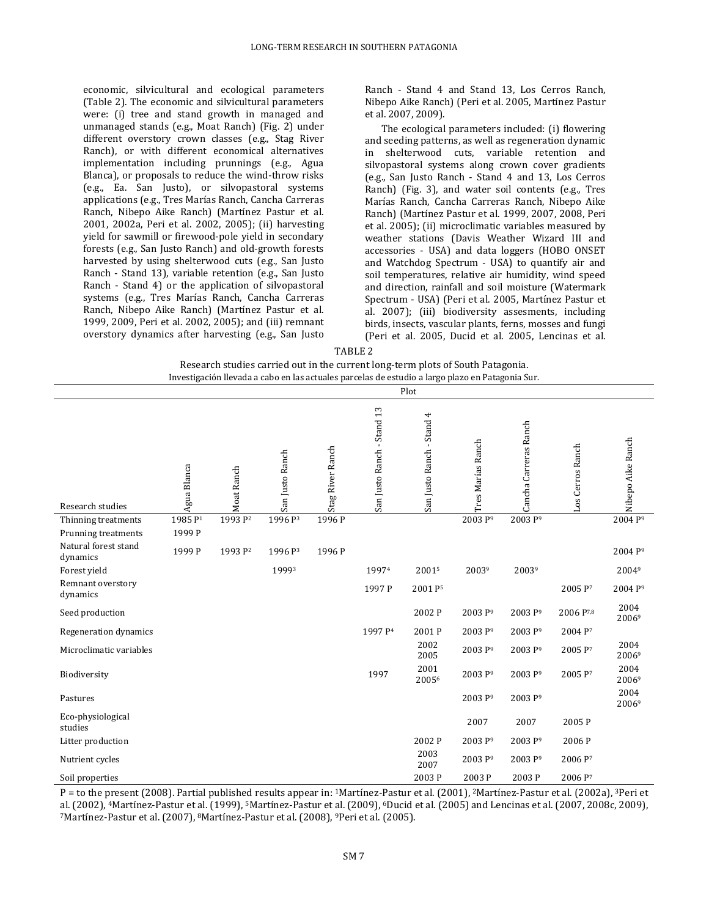economic, silvicultural and ecological parameters (Table 2). The economic and silvicultural parameters were: (i) tree and stand growth in managed and unmanaged stands (e.g., Moat Ranch) (Fig. 2) under different overstory crown classes (e.g., Stag River Ranch), or with different economical alternatives implementation including prunnings (e.g., Agua Blanca), or proposals to reduce the wind-throw risks (e.g., Ea. San Justo), or silvopastoral systems applications (e.g., Tres Marías Ranch, Cancha Carreras Ranch, Nibepo Aike Ranch) (Martínez Pastur et al. 2001, 2002a, Peri et al. 2002, 2005); (ii) harvesting yield for sawmill or firewood-pole yield in secondary forests (e.g., San Justo Ranch) and old-growth forests harvested by using shelterwood cuts (e.g., San Justo Ranch - Stand 13), variable retention (e.g., San Justo Ranch - Stand 4) or the application of silvopastoral systems (e.g., Tres Marías Ranch, Cancha Carreras Ranch, Nibepo Aike Ranch) (Martínez Pastur et al. 1999, 2009, Peri et al. 2002, 2005); and (iii) remnant overstory dynamics after harvesting (e.g., San Justo Ranch - Stand 4 and Stand 13, Los Cerros Ranch, Nibepo Aike Ranch) (Peri et al. 2005, Martínez Pastur et al. 2007, 2009).

The ecological parameters included: (i) flowering and seeding patterns, as well as regeneration dynamic in shelterwood cuts, variable retention and silvopastoral systems along crown cover gradients (e.g., San Justo Ranch - Stand 4 and 13, Los Cerros Ranch) (Fig. 3), and water soil contents (e.g., Tres Marías Ranch, Cancha Carreras Ranch, Nibepo Aike Ranch) (Martínez Pastur et al. 1999, 2007, 2008, Peri et al. 2005); (ii) microclimatic variables measured by weather stations (Davis Weather Wizard III and accessories - USA) and data loggers (HOBO ONSET and Watchdog Spectrum - USA) to quantify air and soil temperatures, relative air humidity, wind speed and direction, rainfall and soil moisture (Watermark Spectrum - USA) (Peri et al. 2005, Martínez Pastur et al. 2007); (iii) biodiversity assesments, including birds, insects, vascular plants, ferns, mosses and fungi (Peri et al. 2005, Ducid et al. 2005, Lencinas et al.

TABLE 2

Research studies carried out in the current long-term plots of South Patagonia.

Investigación llevada a cabo en las actuales parcelas de estudio a largo plazo en Patagonia Sur.

| | Plot | | | | | | | | | |
|---|---|---|---|---|---|---|---|---|---|---|
| Research studies | Agua Blanca | Moat Ranch | San Justo Ranch | Stag River Ranch | San Justo Ranch - Stand 13 | San Justo Ranch - Stand 4 | Tres Marías Ranch | Cancha Carreras Ranch | Los Cerros Ranch | Nibepo Aike Ranch |
| Thinning treatments | 1985 P[1] | 1993 P[2] | 1996 P[3] | 1996 P | | | 2003 P[9] | 2003 P[9] | | 2004 P[9] |
| Prunning treatments | 1999 P | | | | | | | | | |
| Natural forest stand dynamics | 1999 P | 1993 P[2] | 1996 P[3] | 1996 P | | | | | | 2004 P[9] |
| Forest yield | | | 1999[3] | | 1997[4] | 2001[5] | 2003[9] | 2003[9] | | 2004[9] |
| Remnant overstory dynamics | | | | | 1997 P | 2001 P[5] | | | 2005 P[7] | 2004 P[9] |
| Seed production | | | | | | 2002 P | 2003 P[9] | 2003 P[9] | 2006 P[7,8] | 2004 2006[9] |
| Regeneration dynamics | | | | | 1997 P[4] | 2001 P | 2003 P[9] | 2003 P[9] | 2004 P[7] | |
| Microclimatic variables | | | | | | 2002 2005 | 2003 P[9] | 2003 P[9] | 2005 P[7] | 2004 2006[9] |
| Biodiversity | | | | | 1997 | 2001 2005[6] | 2003 P[9] | 2003 P[9] | 2005 P[7] | 2004 2006[9] |
| Pastures | | | | | | | 2003 P[9] | 2003 P[9] | | 2004 2006[9] |
| Eco-physiological studies | | | | | | | 2007 | 2007 | 2005 P | |
| Litter production | | | | | | 2002 P | 2003 P[9] | 2003 P[9] | 2006 P | |
| Nutrient cycles | | | | | | 2003 2007 | 2003 P[9] | 2003 P[9] | 2006 P[7] | |
| Soil properties | | | | | | 2003 P | 2003 P | 2003 P | 2006 P[7] | |

P = to the present (2008). Partial published results appear in: [1]Martínez-Pastur et al. (2001), [2]Martínez-Pastur et al. (2002a), [3]Peri et al. (2002), [4]Martínez-Pastur et al. (1999), [5]Martínez-Pastur et al. (2009), [6]Ducid et al. (2005) and Lencinas et al. (2007, 2008c, 2009), [7]Martínez-Pastur et al. (2007), [8]Martínez-Pastur et al. (2008), [9]Peri et al. (2005).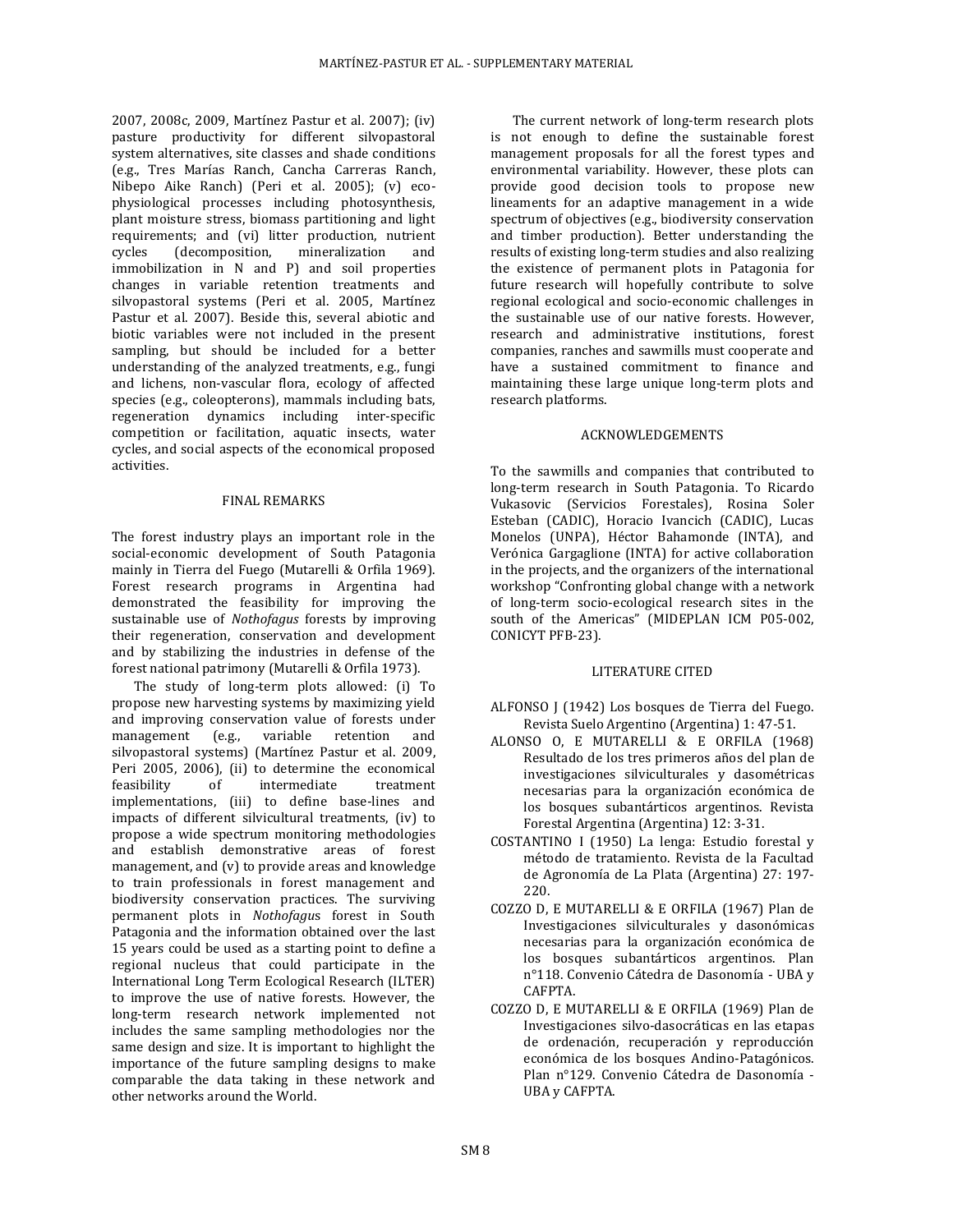2007, 2008c, 2009, Martínez Pastur et al. 2007); (iv) pasture productivity for different silvopastoral system alternatives, site classes and shade conditions (e.g., Tres Marías Ranch, Cancha Carreras Ranch, Nibepo Aike Ranch) (Peri et al. 2005); (v) eco-physiological processes including photosynthesis, plant moisture stress, biomass partitioning and light requirements; and (vi) litter production, nutrient cycles (decomposition, mineralization and immobilization in N and P) and soil properties changes in variable retention treatments and silvopastoral systems (Peri et al. 2005, Martínez Pastur et al. 2007). Beside this, several abiotic and biotic variables were not included in the present sampling, but should be included for a better understanding of the analyzed treatments, e.g., fungi and lichens, non-vascular flora, ecology of affected species (e.g., coleopterons), mammals including bats, regeneration dynamics including inter-specific competition or facilitation, aquatic insects, water cycles, and social aspects of the economical proposed activities.

## FINAL REMARKS

The forest industry plays an important role in the social-economic development of South Patagonia mainly in Tierra del Fuego (Mutarelli & Orfila 1969). Forest research programs in Argentina had demonstrated the feasibility for improving the sustainable use of *Nothofagus* forests by improving their regeneration, conservation and development and by stabilizing the industries in defense of the forest national patrimony (Mutarelli & Orfila 1973).

The study of long-term plots allowed: (i) To propose new harvesting systems by maximizing yield and improving conservation value of forests under management (e.g., variable retention and silvopastoral systems) (Martínez Pastur et al. 2009, Peri 2005, 2006), (ii) to determine the economical feasibility of intermediate treatment implementations, (iii) to define base-lines and impacts of different silvicultural treatments, (iv) to propose a wide spectrum monitoring methodologies and establish demonstrative areas of forest management, and (v) to provide areas and knowledge to train professionals in forest management and biodiversity conservation practices. The surviving permanent plots in *Nothofagu*s forest in South Patagonia and the information obtained over the last 15 years could be used as a starting point to define a regional nucleus that could participate in the International Long Term Ecological Research (ILTER) to improve the use of native forests. However, the long-term research network implemented not includes the same sampling methodologies nor the same design and size. It is important to highlight the importance of the future sampling designs to make comparable the data taking in these network and other networks around the World.

The current network of long-term research plots is not enough to define the sustainable forest management proposals for all the forest types and environmental variability. However, these plots can provide good decision tools to propose new lineaments for an adaptive management in a wide spectrum of objectives (e.g., biodiversity conservation and timber production). Better understanding the results of existing long-term studies and also realizing the existence of permanent plots in Patagonia for future research will hopefully contribute to solve regional ecological and socio-economic challenges in the sustainable use of our native forests. However, research and administrative institutions, forest companies, ranches and sawmills must cooperate and have a sustained commitment to finance and maintaining these large unique long-term plots and research platforms.

## ACKNOWLEDGEMENTS

To the sawmills and companies that contributed to long-term research in South Patagonia. To Ricardo Vukasovic (Servicios Forestales), Rosina Soler Esteban (CADIC), Horacio Ivancich (CADIC), Lucas Monelos (UNPA), Héctor Bahamonde (INTA), and Verónica Gargaglione (INTA) for active collaboration in the projects, and the organizers of the international workshop "Confronting global change with a network of long-term socio-ecological research sites in the south of the Americas" (MIDEPLAN ICM P05-002, CONICYT PFB-23).

## LITERATURE CITED

ALFONSO J (1942) Los bosques de Tierra del Fuego. Revista Suelo Argentino (Argentina) 1: 47-51.

ALONSO O, E MUTARELLI & E ORFILA (1968) Resultado de los tres primeros años del plan de investigaciones silviculturales y dasométricas necesarias para la organización económica de los bosques subantárticos argentinos. Revista Forestal Argentina (Argentina) 12: 3-31.

COSTANTINO I (1950) La lenga: Estudio forestal y método de tratamiento. Revista de la Facultad de Agronomía de La Plata (Argentina) 27: 197-220.

COZZO D, E MUTARELLI & E ORFILA (1967) Plan de Investigaciones silviculturales y dasonómicas necesarias para la organización económica de los bosques subantárticos argentinos. Plan n°118. Convenio Cátedra de Dasonomía - UBA y CAFPTA.

COZZO D, E MUTARELLI & E ORFILA (1969) Plan de Investigaciones silvo-dasocráticas en las etapas de ordenación, recuperación y reproducción económica de los bosques Andino-Patagónicos. Plan n°129. Convenio Cátedra de Dasonomía - UBA y CAFPTA.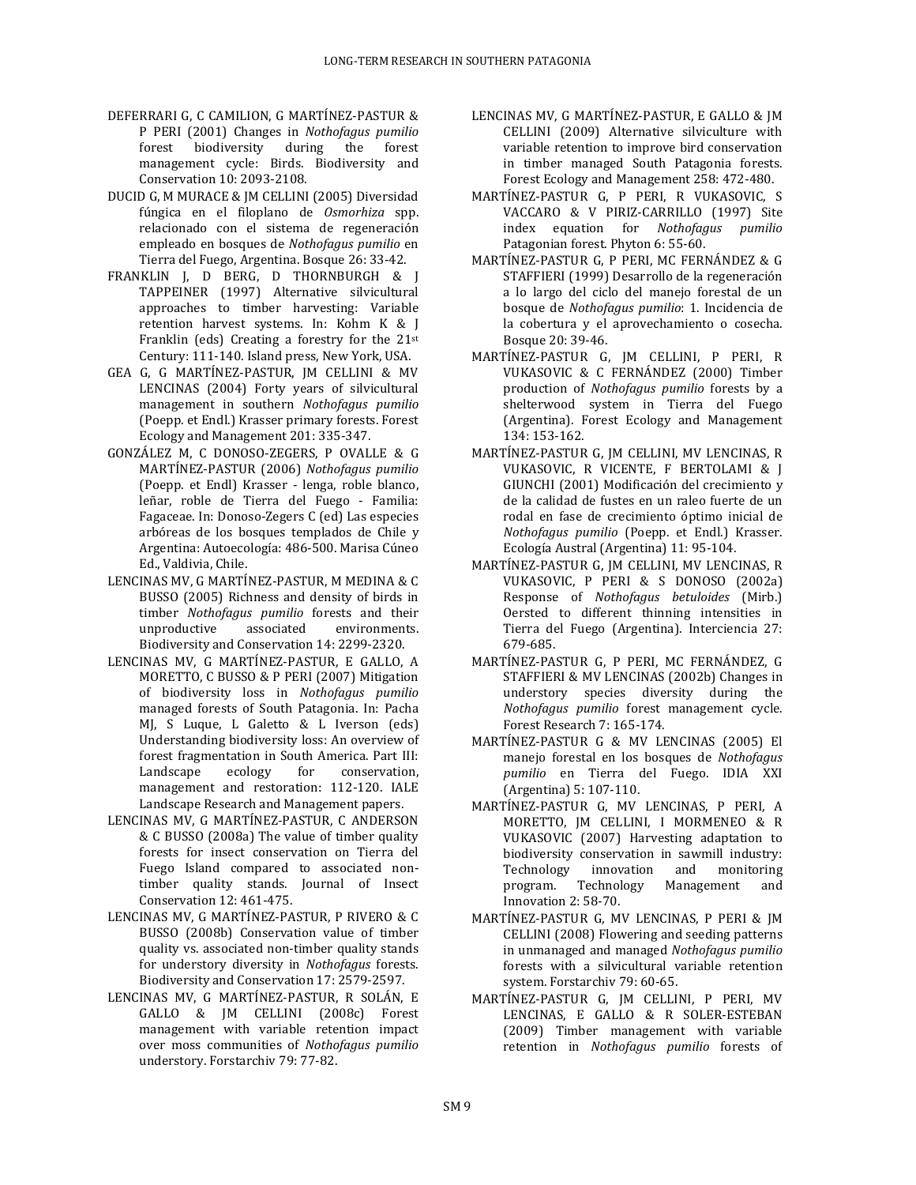DEFERRARI G, C CAMILION, G MARTÍNEZ-PASTUR & P PERI (2001) Changes in *Nothofagus pumilio* forest biodiversity during the forest management cycle: Birds. Biodiversity and Conservation 10: 2093-2108.

DUCID G, M MURACE & JM CELLINI (2005) Diversidad fúngica en el filoplano de *Osmorhiza* spp. relacionado con el sistema de regeneración empleado en bosques de *Nothofagus pumilio* en Tierra del Fuego, Argentina. Bosque 26: 33-42.

FRANKLIN J, D BERG, D THORNBURGH & J TAPPEINER (1997) Alternative silvicultural approaches to timber harvesting: Variable retention harvest systems. In: Kohm K & J Franklin (eds) Creating a forestry for the 21st Century: 111-140. Island press, New York, USA.

GEA G, G MARTÍNEZ-PASTUR, JM CELLINI & MV LENCINAS (2004) Forty years of silvicultural management in southern *Nothofagus pumilio* (Poepp. et Endl.) Krasser primary forests. Forest Ecology and Management 201: 335-347.

GONZÁLEZ M, C DONOSO-ZEGERS, P OVALLE & G MARTÍNEZ-PASTUR (2006) *Nothofagus pumilio* (Poepp. et Endl) Krasser - lenga, roble blanco, leñar, roble de Tierra del Fuego - Familia: Fagaceae. In: Donoso-Zegers C (ed) Las especies arbóreas de los bosques templados de Chile y Argentina: Autoecología: 486-500. Marisa Cúneo Ed., Valdivia, Chile.

LENCINAS MV, G MARTÍNEZ-PASTUR, M MEDINA & C BUSSO (2005) Richness and density of birds in timber *Nothofagus pumilio* forests and their unproductive associated environments. Biodiversity and Conservation 14: 2299-2320.

LENCINAS MV, G MARTÍNEZ-PASTUR, E GALLO, A MORETTO, C BUSSO & P PERI (2007) Mitigation of biodiversity loss in *Nothofagus pumilio* managed forests of South Patagonia. In: Pacha MJ, S Luque, L Galetto & L Iverson (eds) Understanding biodiversity loss: An overview of forest fragmentation in South America. Part III: Landscape ecology for conservation, management and restoration: 112-120. IALE Landscape Research and Management papers.

LENCINAS MV, G MARTÍNEZ-PASTUR, C ANDERSON & C BUSSO (2008a) The value of timber quality forests for insect conservation on Tierra del Fuego Island compared to associated non-timber quality stands. Journal of Insect Conservation 12: 461-475.

LENCINAS MV, G MARTÍNEZ-PASTUR, P RIVERO & C BUSSO (2008b) Conservation value of timber quality vs. associated non-timber quality stands for understory diversity in *Nothofagus* forests. Biodiversity and Conservation 17: 2579-2597.

LENCINAS MV, G MARTÍNEZ-PASTUR, R SOLÁN, E GALLO & JM CELLINI (2008c) Forest management with variable retention impact over moss communities of *Nothofagus pumilio* understory. Forstarchiv 79: 77-82.

LENCINAS MV, G MARTÍNEZ-PASTUR, E GALLO & JM CELLINI (2009) Alternative silviculture with variable retention to improve bird conservation in timber managed South Patagonia forests. Forest Ecology and Management 258: 472-480.

MARTÍNEZ-PASTUR G, P PERI, R VUKASOVIC, S VACCARO & V PIRIZ-CARRILLO (1997) Site index equation for *Nothofagus pumilio* Patagonian forest. Phyton 6: 55-60.

MARTÍNEZ-PASTUR G, P PERI, MC FERNÁNDEZ & G STAFFIERI (1999) Desarrollo de la regeneración a lo largo del ciclo del manejo forestal de un bosque de *Nothofagus pumilio*: 1. Incidencia de la cobertura y el aprovechamiento o cosecha. Bosque 20: 39-46.

MARTÍNEZ-PASTUR G, JM CELLINI, P PERI, R VUKASOVIC & C FERNÁNDEZ (2000) Timber production of *Nothofagus pumilio* forests by a shelterwood system in Tierra del Fuego (Argentina). Forest Ecology and Management 134: 153-162.

MARTÍNEZ-PASTUR G, JM CELLINI, MV LENCINAS, R VUKASOVIC, R VICENTE, F BERTOLAMI & J GIUNCHI (2001) Modificación del crecimiento y de la calidad de fustes en un raleo fuerte de un rodal en fase de crecimiento óptimo inicial de *Nothofagus pumilio* (Poepp. et Endl.) Krasser. Ecología Austral (Argentina) 11: 95-104.

MARTÍNEZ-PASTUR G, JM CELLINI, MV LENCINAS, R VUKASOVIC, P PERI & S DONOSO (2002a) Response of *Nothofagus betuloides* (Mirb.) Oersted to different thinning intensities in Tierra del Fuego (Argentina). Interciencia 27: 679-685.

MARTÍNEZ-PASTUR G, P PERI, MC FERNÁNDEZ, G STAFFIERI & MV LENCINAS (2002b) Changes in understory species diversity during the *Nothofagus pumilio* forest management cycle. Forest Research 7: 165-174.

MARTÍNEZ-PASTUR G & MV LENCINAS (2005) El manejo forestal en los bosques de *Nothofagus pumilio* en Tierra del Fuego. IDIA XXI (Argentina) 5: 107-110.

MARTÍNEZ-PASTUR G, MV LENCINAS, P PERI, A MORETTO, JM CELLINI, I MORMENEO & R VUKASOVIC (2007) Harvesting adaptation to biodiversity conservation in sawmill industry: Technology innovation and monitoring program. Technology Management and Innovation 2: 58-70.

MARTÍNEZ-PASTUR G, MV LENCINAS, P PERI & JM CELLINI (2008) Flowering and seeding patterns in unmanaged and managed *Nothofagus pumilio* forests with a silvicultural variable retention system. Forstarchiv 79: 60-65.

MARTÍNEZ-PASTUR G, JM CELLINI, P PERI, MV LENCINAS, E GALLO & R SOLER-ESTEBAN (2009) Timber management with variable retention in *Nothofagus pumilio* forests of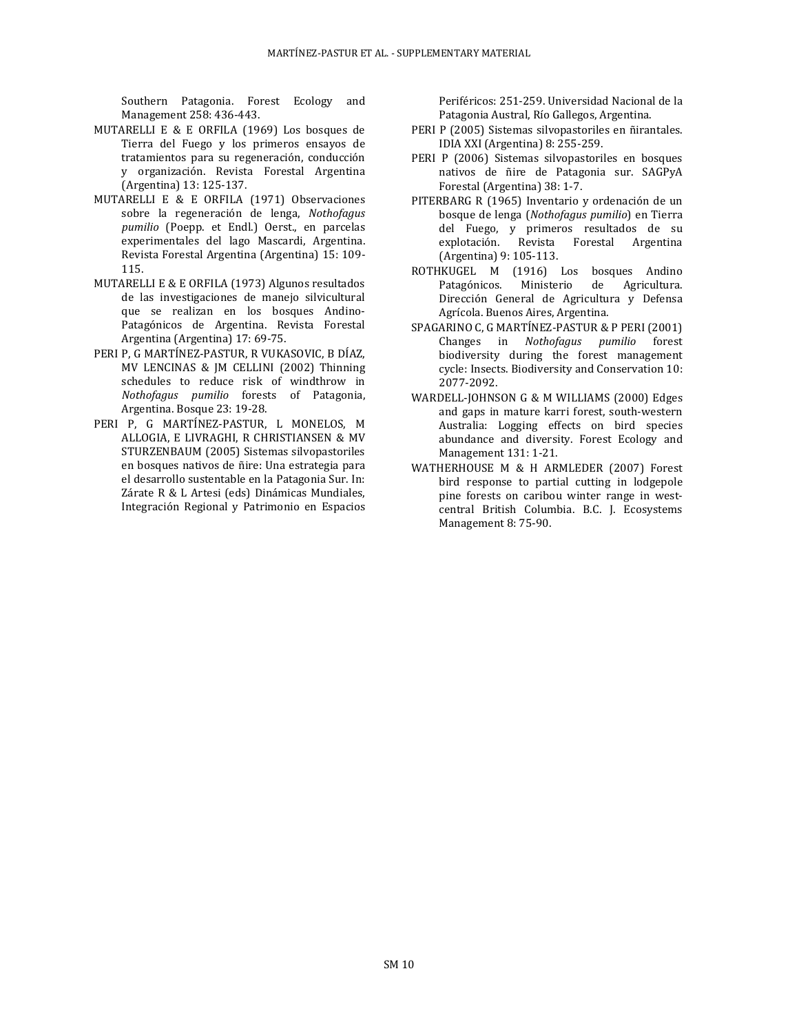Southern Patagonia. Forest Ecology and Management 258: 436-443.

MUTARELLI E & E ORFILA (1969) Los bosques de Tierra del Fuego y los primeros ensayos de tratamientos para su regeneración, conducción y organización. Revista Forestal Argentina (Argentina) 13: 125-137.

MUTARELLI E & E ORFILA (1971) Observaciones sobre la regeneración de lenga, *Nothofagus pumilio* (Poepp. et Endl.) Oerst., en parcelas experimentales del lago Mascardi, Argentina. Revista Forestal Argentina (Argentina) 15: 109-115.

MUTARELLI E & E ORFILA (1973) Algunos resultados de las investigaciones de manejo silvicultural que se realizan en los bosques Andino-Patagónicos de Argentina. Revista Forestal Argentina (Argentina) 17: 69-75.

PERI P, G MARTÍNEZ-PASTUR, R VUKASOVIC, B DÍAZ, MV LENCINAS & JM CELLINI (2002) Thinning schedules to reduce risk of windthrow in *Nothofagus pumilio* forests of Patagonia, Argentina. Bosque 23: 19-28.

PERI P, G MARTÍNEZ-PASTUR, L MONELOS, M ALLOGIA, E LIVRAGHI, R CHRISTIANSEN & MV STURZENBAUM (2005) Sistemas silvopastoriles en bosques nativos de ñire: Una estrategia para el desarrollo sustentable en la Patagonia Sur. In: Zárate R & L Artesi (eds) Dinámicas Mundiales, Integración Regional y Patrimonio en Espacios Periféricos: 251-259. Universidad Nacional de la Patagonia Austral, Río Gallegos, Argentina.

PERI P (2005) Sistemas silvopastoriles en ñirantales. IDIA XXI (Argentina) 8: 255-259.

PERI P (2006) Sistemas silvopastoriles en bosques nativos de ñire de Patagonia sur. SAGPyA Forestal (Argentina) 38: 1-7.

PITERBARG R (1965) Inventario y ordenación de un bosque de lenga (*Nothofagus pumilio*) en Tierra del Fuego, y primeros resultados de su explotación. Revista Forestal Argentina (Argentina) 9: 105-113.

ROTHKUGEL M (1916) Los bosques Andino Patagónicos. Ministerio de Agricultura. Dirección General de Agricultura y Defensa Agrícola. Buenos Aires, Argentina.

SPAGARINO C, G MARTÍNEZ-PASTUR & P PERI (2001) Changes in *Nothofagus pumilio* forest biodiversity during the forest management cycle: Insects. Biodiversity and Conservation 10: 2077-2092.

WARDELL-JOHNSON G & M WILLIAMS (2000) Edges and gaps in mature karri forest, south-western Australia: Logging effects on bird species abundance and diversity. Forest Ecology and Management 131: 1-21.

WATHERHOUSE M & H ARMLEDER (2007) Forest bird response to partial cutting in lodgepole pine forests on caribou winter range in west-central British Columbia. B.C. J. Ecosystems Management 8: 75-90.